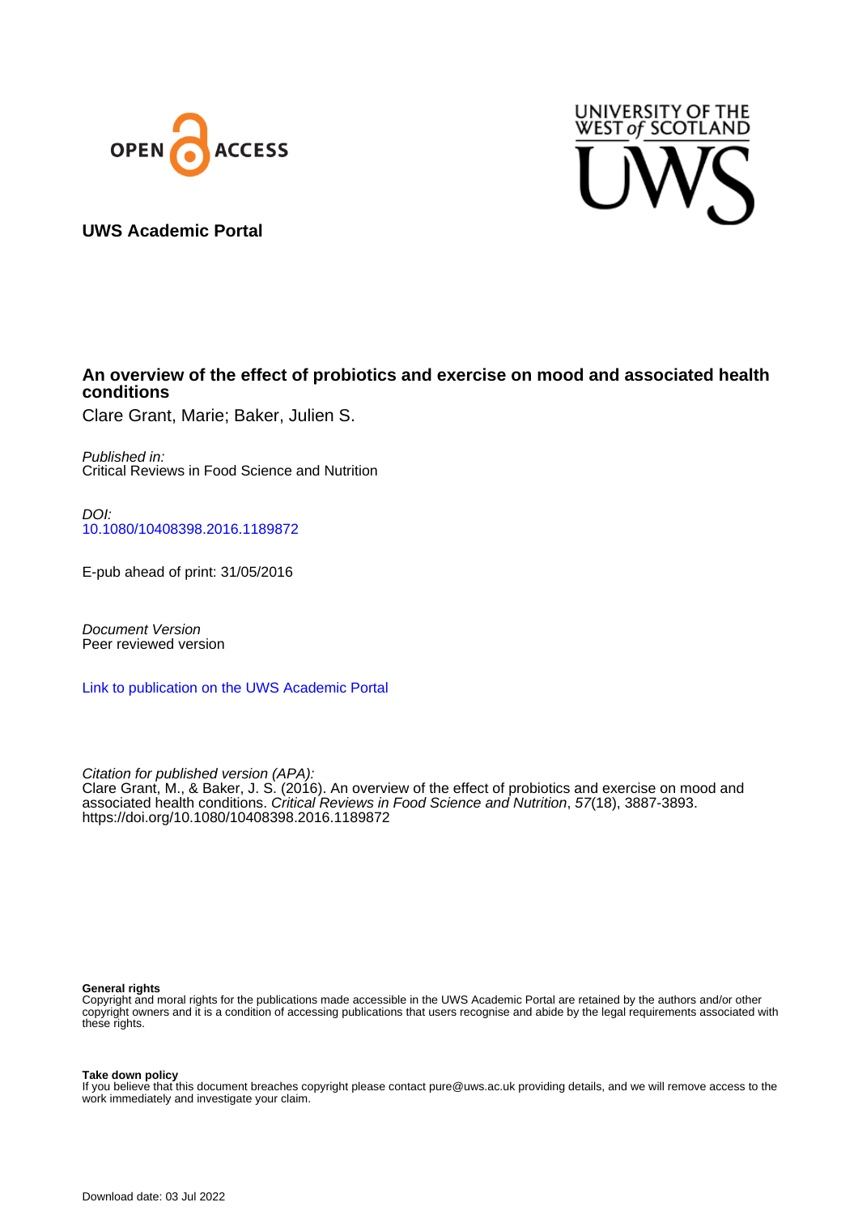**UWS Academic Portal**

# An overview of the effect of probiotics and exercise on mood and associated health conditions

Clare Grant, Marie; Baker, Julien S.

*Published in:*
Critical Reviews in Food Science and Nutrition

*DOI:*
10.1080/10408398.2016.1189872

E-pub ahead of print: 31/05/2016

*Document Version*
Peer reviewed version

Link to publication on the UWS Academic Portal

*Citation for published version (APA):*
Clare Grant, M., & Baker, J. S. (2016). An overview of the effect of probiotics and exercise on mood and associated health conditions. *Critical Reviews in Food Science and Nutrition*, *57*(18), 3887-3893. https://doi.org/10.1080/10408398.2016.1189872

**General rights**
Copyright and moral rights for the publications made accessible in the UWS Academic Portal are retained by the authors and/or other copyright owners and it is a condition of accessing publications that users recognise and abide by the legal requirements associated with these rights.

**Take down policy**
If you believe that this document breaches copyright please contact pure@uws.ac.uk providing details, and we will remove access to the work immediately and investigate your claim.

Download date: 03 Jul 2022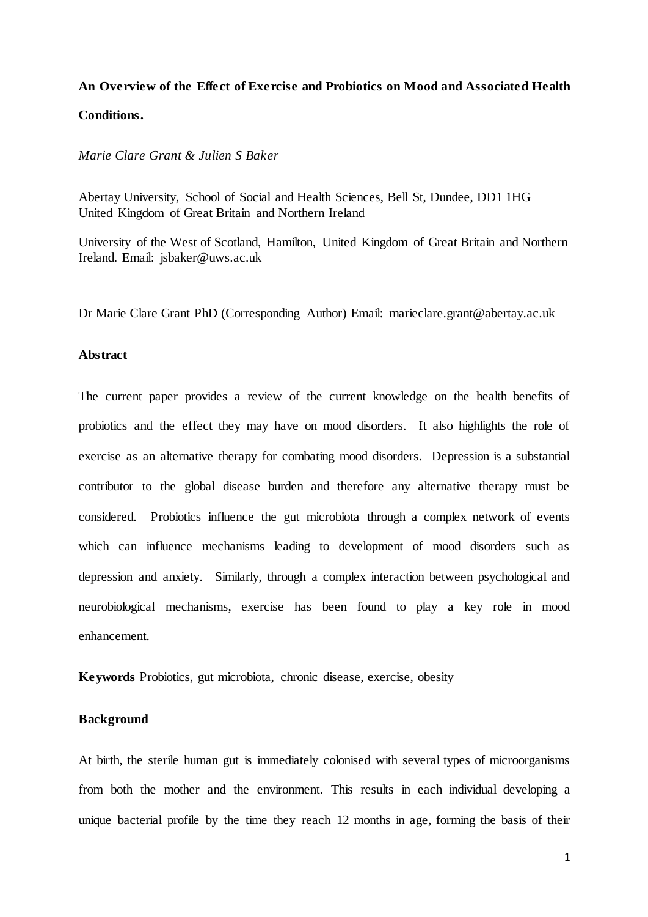# An Overview of the Effect of Exercise and Probiotics on Mood and Associated Health Conditions.

*Marie Clare Grant & Julien S Baker*

Abertay University, School of Social and Health Sciences, Bell St, Dundee, DD1 1HG United Kingdom of Great Britain and Northern Ireland

University of the West of Scotland, Hamilton, United Kingdom of Great Britain and Northern Ireland. Email: jsbaker@uws.ac.uk

Dr Marie Clare Grant PhD (Corresponding Author) Email: marieclare.grant@abertay.ac.uk

## Abstract

The current paper provides a review of the current knowledge on the health benefits of probiotics and the effect they may have on mood disorders. It also highlights the role of exercise as an alternative therapy for combating mood disorders. Depression is a substantial contributor to the global disease burden and therefore any alternative therapy must be considered. Probiotics influence the gut microbiota through a complex network of events which can influence mechanisms leading to development of mood disorders such as depression and anxiety. Similarly, through a complex interaction between psychological and neurobiological mechanisms, exercise has been found to play a key role in mood enhancement.

**Keywords** Probiotics, gut microbiota, chronic disease, exercise, obesity

## Background

At birth, the sterile human gut is immediately colonised with several types of microorganisms from both the mother and the environment. This results in each individual developing a unique bacterial profile by the time they reach 12 months in age, forming the basis of their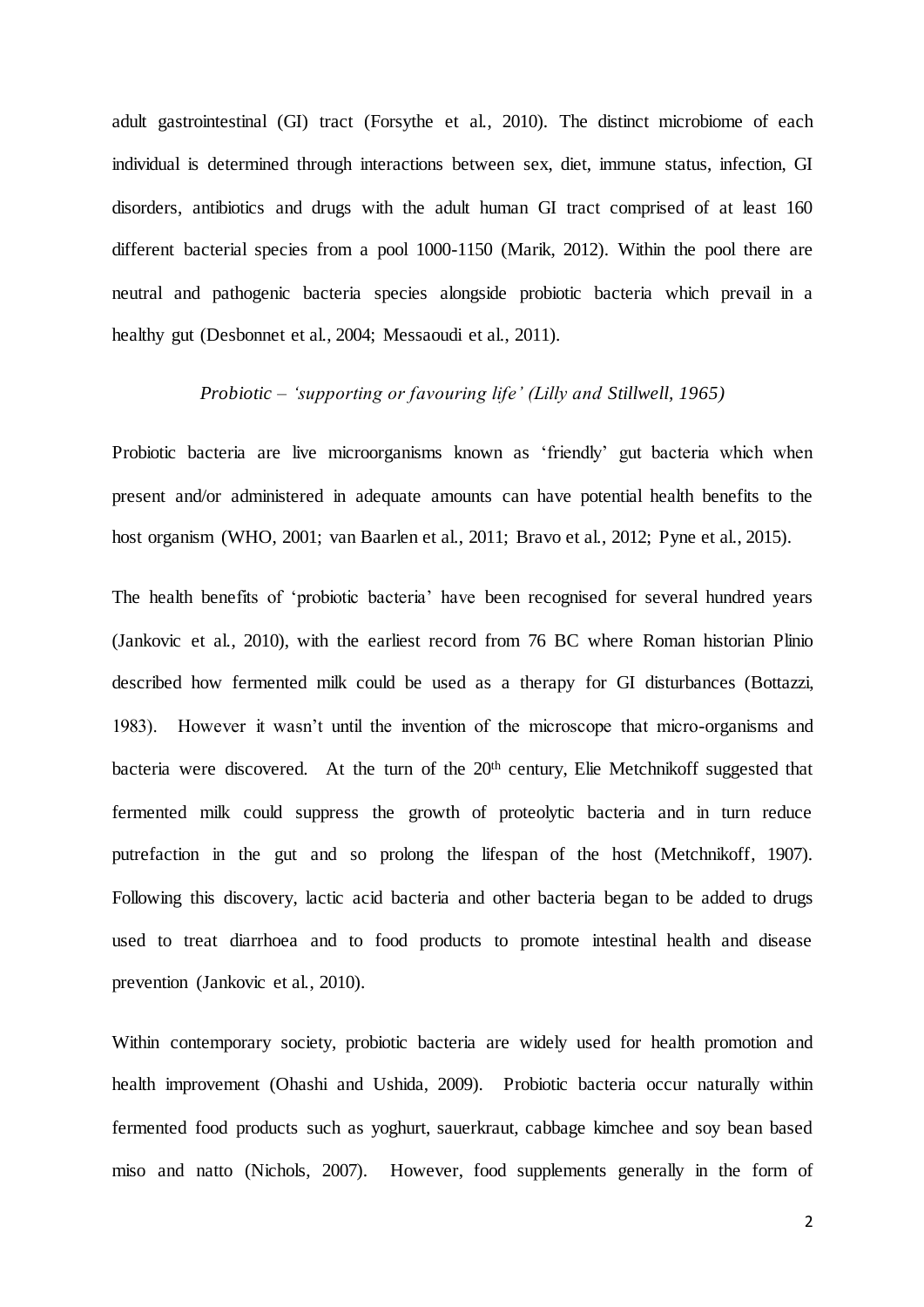adult gastrointestinal (GI) tract (Forsythe et al., 2010). The distinct microbiome of each individual is determined through interactions between sex, diet, immune status, infection, GI disorders, antibiotics and drugs with the adult human GI tract comprised of at least 160 different bacterial species from a pool 1000-1150 (Marik, 2012). Within the pool there are neutral and pathogenic bacteria species alongside probiotic bacteria which prevail in a healthy gut (Desbonnet et al., 2004; Messaoudi et al., 2011).

*Probiotic – 'supporting or favouring life' (Lilly and Stillwell, 1965)*

Probiotic bacteria are live microorganisms known as 'friendly' gut bacteria which when present and/or administered in adequate amounts can have potential health benefits to the host organism (WHO, 2001; van Baarlen et al., 2011; Bravo et al., 2012; Pyne et al., 2015).

The health benefits of 'probiotic bacteria' have been recognised for several hundred years (Jankovic et al., 2010), with the earliest record from 76 BC where Roman historian Plinio described how fermented milk could be used as a therapy for GI disturbances (Bottazzi, 1983). However it wasn't until the invention of the microscope that micro-organisms and bacteria were discovered. At the turn of the 20th century, Elie Metchnikoff suggested that fermented milk could suppress the growth of proteolytic bacteria and in turn reduce putrefaction in the gut and so prolong the lifespan of the host (Metchnikoff, 1907). Following this discovery, lactic acid bacteria and other bacteria began to be added to drugs used to treat diarrhoea and to food products to promote intestinal health and disease prevention (Jankovic et al., 2010).

Within contemporary society, probiotic bacteria are widely used for health promotion and health improvement (Ohashi and Ushida, 2009). Probiotic bacteria occur naturally within fermented food products such as yoghurt, sauerkraut, cabbage kimchee and soy bean based miso and natto (Nichols, 2007). However, food supplements generally in the form of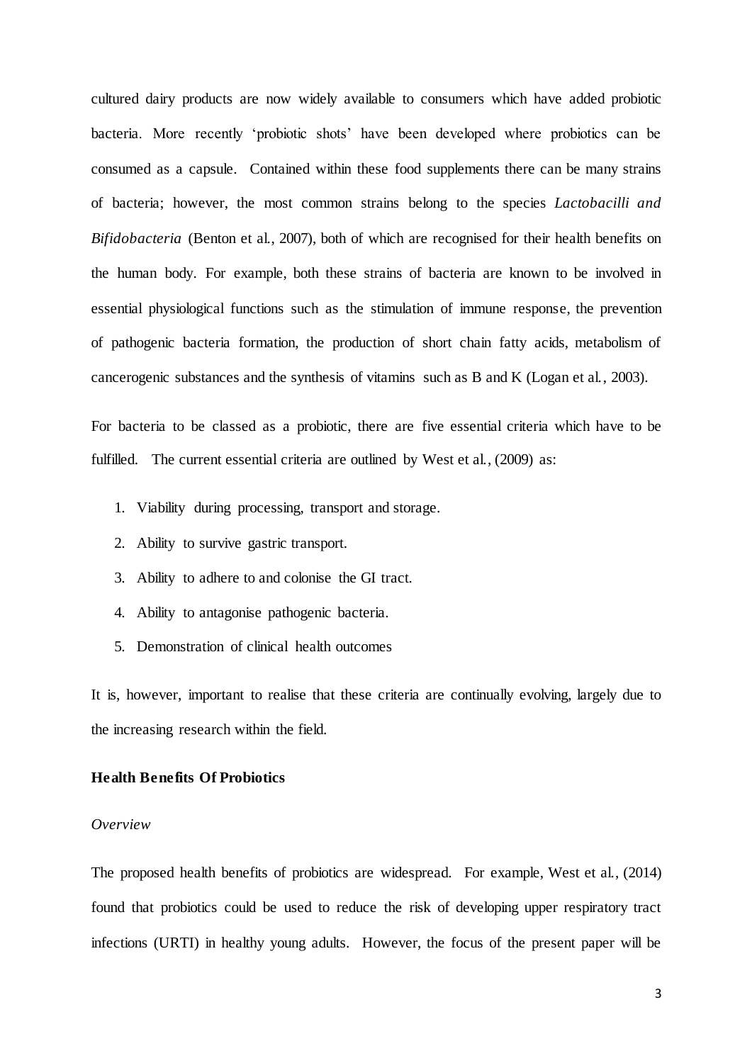cultured dairy products are now widely available to consumers which have added probiotic bacteria. More recently 'probiotic shots' have been developed where probiotics can be consumed as a capsule. Contained within these food supplements there can be many strains of bacteria; however, the most common strains belong to the species *Lactobacilli and Bifidobacteria* (Benton et al., 2007), both of which are recognised for their health benefits on the human body. For example, both these strains of bacteria are known to be involved in essential physiological functions such as the stimulation of immune response, the prevention of pathogenic bacteria formation, the production of short chain fatty acids, metabolism of cancerogenic substances and the synthesis of vitamins such as B and K (Logan et al., 2003).

For bacteria to be classed as a probiotic, there are five essential criteria which have to be fulfilled. The current essential criteria are outlined by West et al., (2009) as:

1. Viability during processing, transport and storage.
2. Ability to survive gastric transport.
3. Ability to adhere to and colonise the GI tract.
4. Ability to antagonise pathogenic bacteria.
5. Demonstration of clinical health outcomes

It is, however, important to realise that these criteria are continually evolving, largely due to the increasing research within the field.

**Health Benefits Of Probiotics**

*Overview*

The proposed health benefits of probiotics are widespread. For example, West et al., (2014) found that probiotics could be used to reduce the risk of developing upper respiratory tract infections (URTI) in healthy young adults. However, the focus of the present paper will be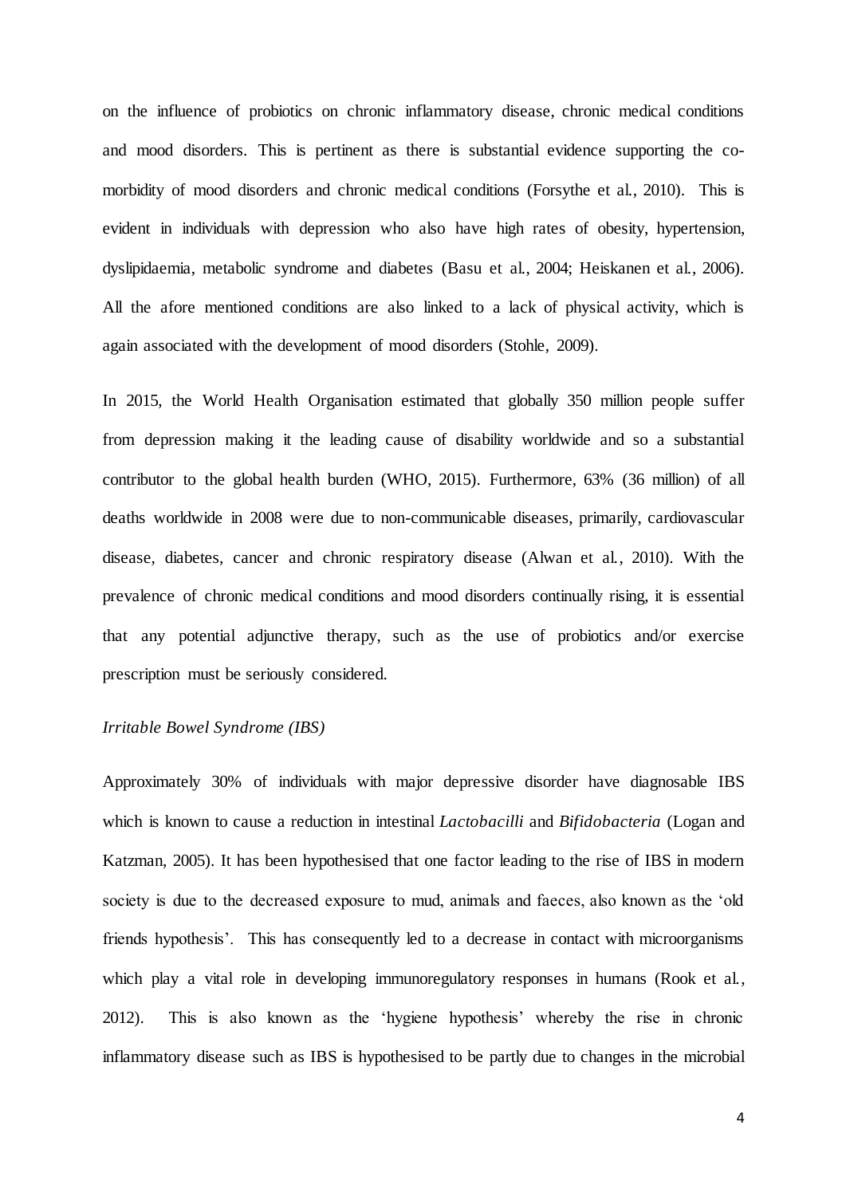on the influence of probiotics on chronic inflammatory disease, chronic medical conditions and mood disorders. This is pertinent as there is substantial evidence supporting the co-morbidity of mood disorders and chronic medical conditions (Forsythe et al., 2010). This is evident in individuals with depression who also have high rates of obesity, hypertension, dyslipidaemia, metabolic syndrome and diabetes (Basu et al., 2004; Heiskanen et al., 2006). All the afore mentioned conditions are also linked to a lack of physical activity, which is again associated with the development of mood disorders (Stohle, 2009).

In 2015, the World Health Organisation estimated that globally 350 million people suffer from depression making it the leading cause of disability worldwide and so a substantial contributor to the global health burden (WHO, 2015). Furthermore, 63% (36 million) of all deaths worldwide in 2008 were due to non-communicable diseases, primarily, cardiovascular disease, diabetes, cancer and chronic respiratory disease (Alwan et al., 2010). With the prevalence of chronic medical conditions and mood disorders continually rising, it is essential that any potential adjunctive therapy, such as the use of probiotics and/or exercise prescription must be seriously considered.

*Irritable Bowel Syndrome (IBS)*

Approximately 30% of individuals with major depressive disorder have diagnosable IBS which is known to cause a reduction in intestinal *Lactobacilli* and *Bifidobacteria* (Logan and Katzman, 2005). It has been hypothesised that one factor leading to the rise of IBS in modern society is due to the decreased exposure to mud, animals and faeces, also known as the 'old friends hypothesis'. This has consequently led to a decrease in contact with microorganisms which play a vital role in developing immunoregulatory responses in humans (Rook et al., 2012). This is also known as the 'hygiene hypothesis' whereby the rise in chronic inflammatory disease such as IBS is hypothesised to be partly due to changes in the microbial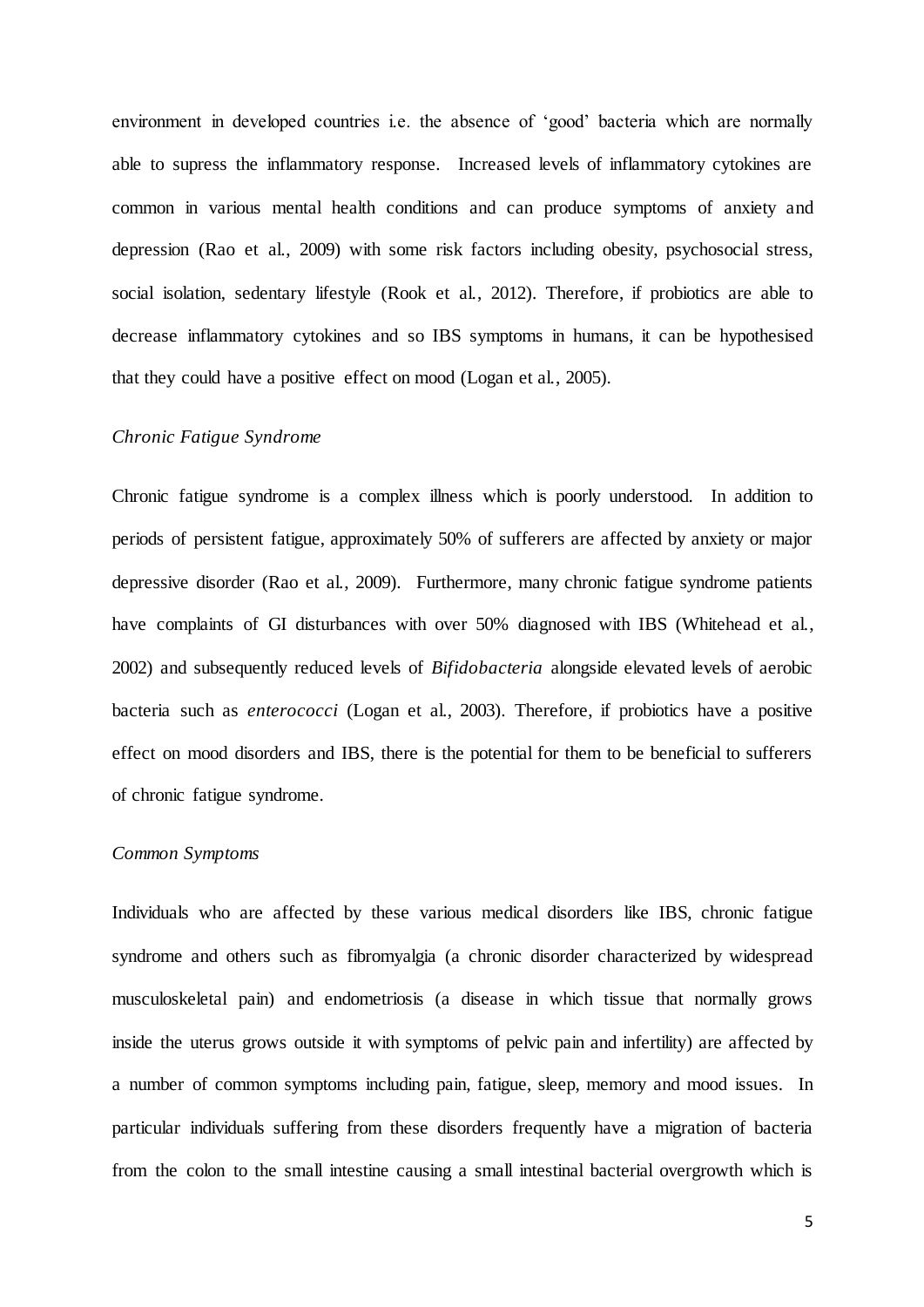environment in developed countries i.e. the absence of 'good' bacteria which are normally able to supress the inflammatory response. Increased levels of inflammatory cytokines are common in various mental health conditions and can produce symptoms of anxiety and depression (Rao et al., 2009) with some risk factors including obesity, psychosocial stress, social isolation, sedentary lifestyle (Rook et al., 2012). Therefore, if probiotics are able to decrease inflammatory cytokines and so IBS symptoms in humans, it can be hypothesised that they could have a positive effect on mood (Logan et al., 2005).

*Chronic Fatigue Syndrome*

Chronic fatigue syndrome is a complex illness which is poorly understood. In addition to periods of persistent fatigue, approximately 50% of sufferers are affected by anxiety or major depressive disorder (Rao et al., 2009). Furthermore, many chronic fatigue syndrome patients have complaints of GI disturbances with over 50% diagnosed with IBS (Whitehead et al., 2002) and subsequently reduced levels of *Bifidobacteria* alongside elevated levels of aerobic bacteria such as *enterococci* (Logan et al., 2003). Therefore, if probiotics have a positive effect on mood disorders and IBS, there is the potential for them to be beneficial to sufferers of chronic fatigue syndrome.

*Common Symptoms*

Individuals who are affected by these various medical disorders like IBS, chronic fatigue syndrome and others such as fibromyalgia (a chronic disorder characterized by widespread musculoskeletal pain) and endometriosis (a disease in which tissue that normally grows inside the uterus grows outside it with symptoms of pelvic pain and infertility) are affected by a number of common symptoms including pain, fatigue, sleep, memory and mood issues. In particular individuals suffering from these disorders frequently have a migration of bacteria from the colon to the small intestine causing a small intestinal bacterial overgrowth which is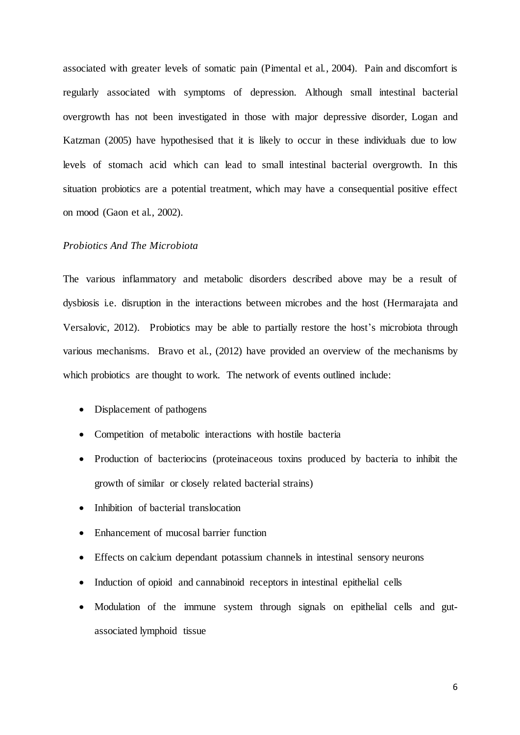associated with greater levels of somatic pain (Pimental et al., 2004). Pain and discomfort is regularly associated with symptoms of depression. Although small intestinal bacterial overgrowth has not been investigated in those with major depressive disorder, Logan and Katzman (2005) have hypothesised that it is likely to occur in these individuals due to low levels of stomach acid which can lead to small intestinal bacterial overgrowth. In this situation probiotics are a potential treatment, which may have a consequential positive effect on mood (Gaon et al., 2002).

### *Probiotics And The Microbiota*

The various inflammatory and metabolic disorders described above may be a result of dysbiosis i.e. disruption in the interactions between microbes and the host (Hermarajata and Versalovic, 2012). Probiotics may be able to partially restore the host's microbiota through various mechanisms. Bravo et al., (2012) have provided an overview of the mechanisms by which probiotics are thought to work. The network of events outlined include:

- Displacement of pathogens
- Competition of metabolic interactions with hostile bacteria
- Production of bacteriocins (proteinaceous toxins produced by bacteria to inhibit the growth of similar or closely related bacterial strains)
- Inhibition of bacterial translocation
- Enhancement of mucosal barrier function
- Effects on calcium dependant potassium channels in intestinal sensory neurons
- Induction of opioid and cannabinoid receptors in intestinal epithelial cells
- Modulation of the immune system through signals on epithelial cells and gut-associated lymphoid tissue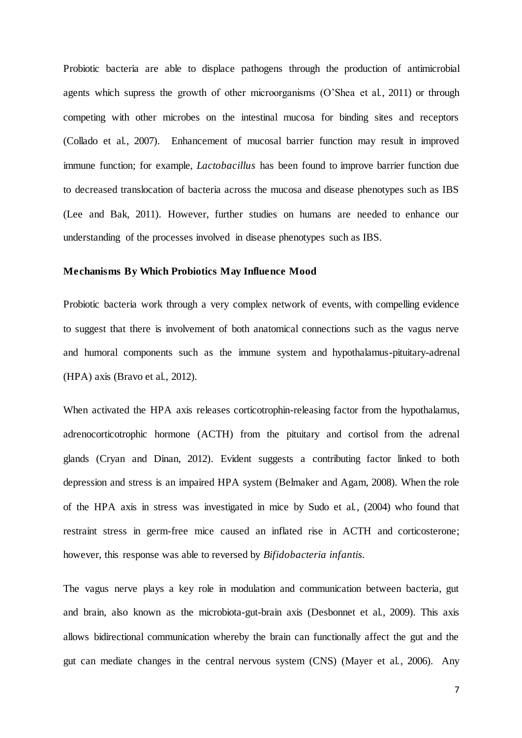Probiotic bacteria are able to displace pathogens through the production of antimicrobial agents which supress the growth of other microorganisms (O'Shea et al., 2011) or through competing with other microbes on the intestinal mucosa for binding sites and receptors (Collado et al., 2007). Enhancement of mucosal barrier function may result in improved immune function; for example, *Lactobacillus* has been found to improve barrier function due to decreased translocation of bacteria across the mucosa and disease phenotypes such as IBS (Lee and Bak, 2011). However, further studies on humans are needed to enhance our understanding of the processes involved in disease phenotypes such as IBS.

**Mechanisms By Which Probiotics May Influence Mood**

Probiotic bacteria work through a very complex network of events, with compelling evidence to suggest that there is involvement of both anatomical connections such as the vagus nerve and humoral components such as the immune system and hypothalamus-pituitary-adrenal (HPA) axis (Bravo et al., 2012).

When activated the HPA axis releases corticotrophin-releasing factor from the hypothalamus, adrenocorticotrophic hormone (ACTH) from the pituitary and cortisol from the adrenal glands (Cryan and Dinan, 2012). Evident suggests a contributing factor linked to both depression and stress is an impaired HPA system (Belmaker and Agam, 2008). When the role of the HPA axis in stress was investigated in mice by Sudo et al., (2004) who found that restraint stress in germ-free mice caused an inflated rise in ACTH and corticosterone; however, this response was able to reversed by *Bifidobacteria infantis*.

The vagus nerve plays a key role in modulation and communication between bacteria, gut and brain, also known as the microbiota-gut-brain axis (Desbonnet et al., 2009). This axis allows bidirectional communication whereby the brain can functionally affect the gut and the gut can mediate changes in the central nervous system (CNS) (Mayer et al., 2006). Any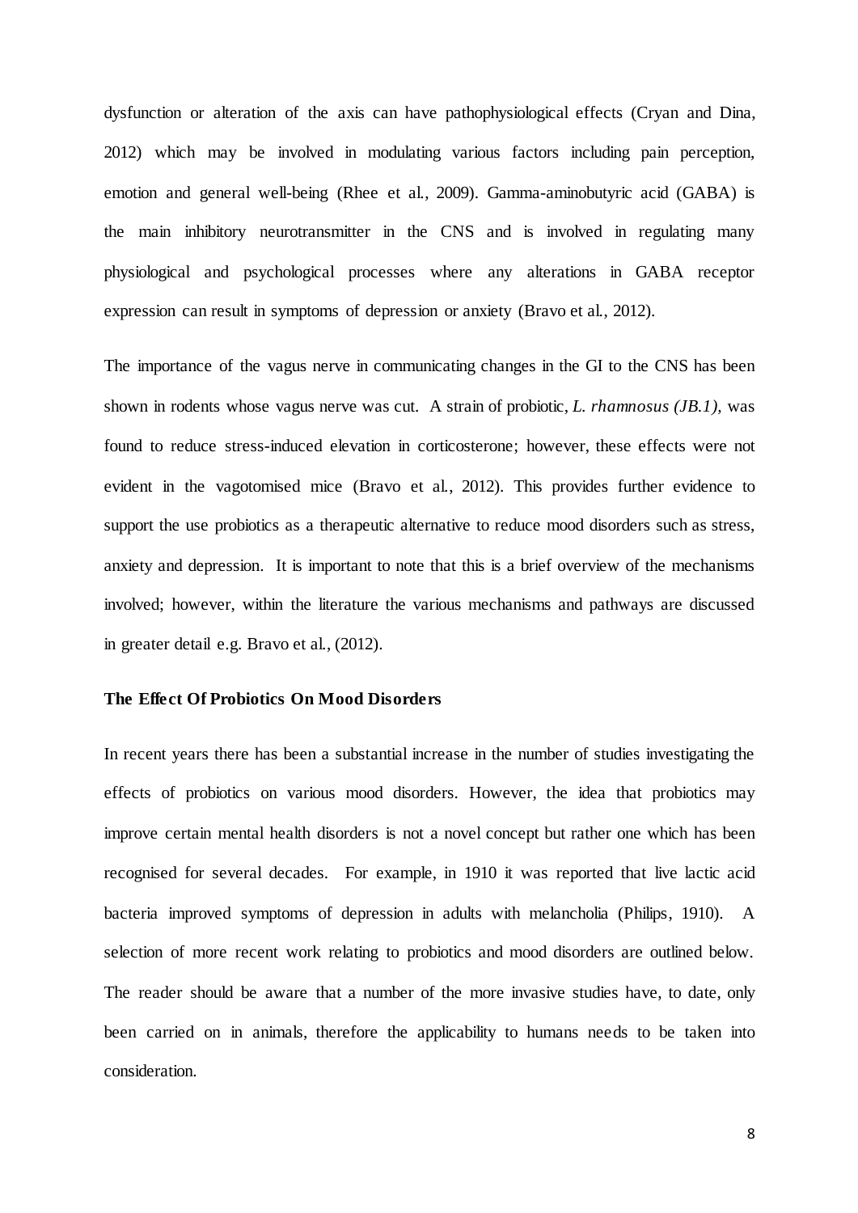dysfunction or alteration of the axis can have pathophysiological effects (Cryan and Dina, 2012) which may be involved in modulating various factors including pain perception, emotion and general well-being (Rhee et al., 2009). Gamma-aminobutyric acid (GABA) is the main inhibitory neurotransmitter in the CNS and is involved in regulating many physiological and psychological processes where any alterations in GABA receptor expression can result in symptoms of depression or anxiety (Bravo et al., 2012).

The importance of the vagus nerve in communicating changes in the GI to the CNS has been shown in rodents whose vagus nerve was cut. A strain of probiotic, *L. rhamnosus (JB.1),* was found to reduce stress-induced elevation in corticosterone; however, these effects were not evident in the vagotomised mice (Bravo et al., 2012). This provides further evidence to support the use probiotics as a therapeutic alternative to reduce mood disorders such as stress, anxiety and depression. It is important to note that this is a brief overview of the mechanisms involved; however, within the literature the various mechanisms and pathways are discussed in greater detail e.g. Bravo et al., (2012).

**The Effect Of Probiotics On Mood Disorders**

In recent years there has been a substantial increase in the number of studies investigating the effects of probiotics on various mood disorders. However, the idea that probiotics may improve certain mental health disorders is not a novel concept but rather one which has been recognised for several decades. For example, in 1910 it was reported that live lactic acid bacteria improved symptoms of depression in adults with melancholia (Philips, 1910). A selection of more recent work relating to probiotics and mood disorders are outlined below. The reader should be aware that a number of the more invasive studies have, to date, only been carried on in animals, therefore the applicability to humans needs to be taken into consideration.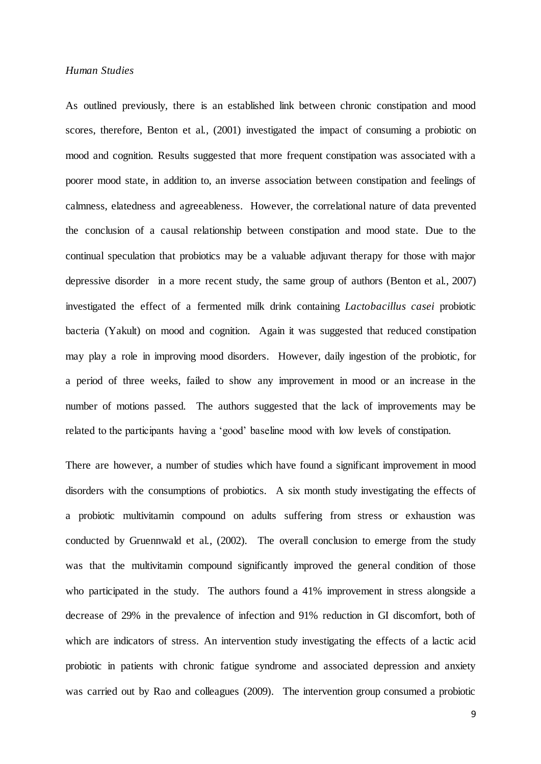*Human Studies*

As outlined previously, there is an established link between chronic constipation and mood scores, therefore, Benton et al., (2001) investigated the impact of consuming a probiotic on mood and cognition. Results suggested that more frequent constipation was associated with a poorer mood state, in addition to, an inverse association between constipation and feelings of calmness, elatedness and agreeableness. However, the correlational nature of data prevented the conclusion of a causal relationship between constipation and mood state. Due to the continual speculation that probiotics may be a valuable adjuvant therapy for those with major depressive disorder in a more recent study, the same group of authors (Benton et al., 2007) investigated the effect of a fermented milk drink containing *Lactobacillus casei* probiotic bacteria (Yakult) on mood and cognition. Again it was suggested that reduced constipation may play a role in improving mood disorders. However, daily ingestion of the probiotic, for a period of three weeks, failed to show any improvement in mood or an increase in the number of motions passed. The authors suggested that the lack of improvements may be related to the participants having a 'good' baseline mood with low levels of constipation.

There are however, a number of studies which have found a significant improvement in mood disorders with the consumptions of probiotics. A six month study investigating the effects of a probiotic multivitamin compound on adults suffering from stress or exhaustion was conducted by Gruennwald et al., (2002). The overall conclusion to emerge from the study was that the multivitamin compound significantly improved the general condition of those who participated in the study. The authors found a 41% improvement in stress alongside a decrease of 29% in the prevalence of infection and 91% reduction in GI discomfort, both of which are indicators of stress. An intervention study investigating the effects of a lactic acid probiotic in patients with chronic fatigue syndrome and associated depression and anxiety was carried out by Rao and colleagues (2009). The intervention group consumed a probiotic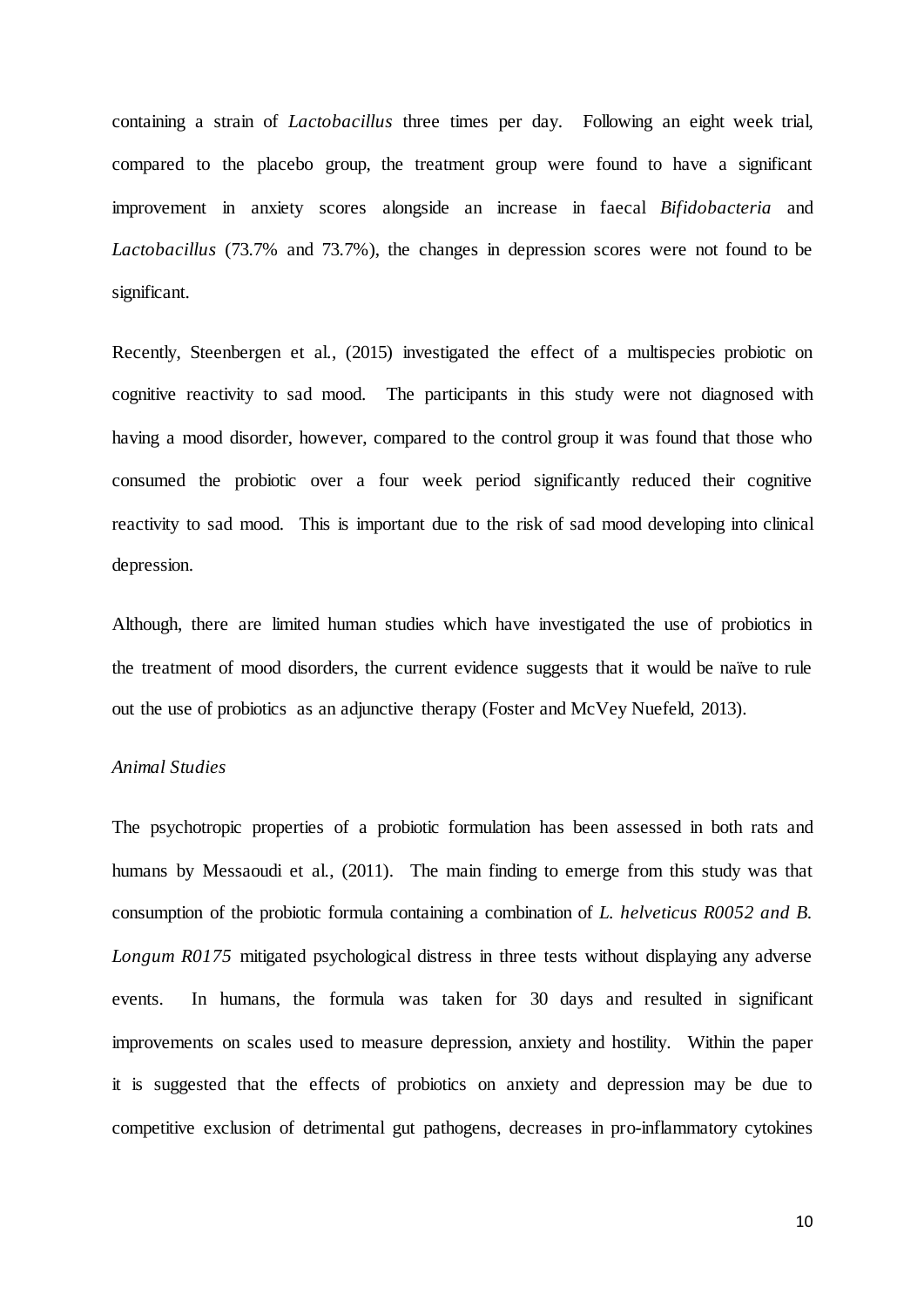containing a strain of *Lactobacillus* three times per day. Following an eight week trial, compared to the placebo group, the treatment group were found to have a significant improvement in anxiety scores alongside an increase in faecal *Bifidobacteria* and *Lactobacillus* (73.7% and 73.7%), the changes in depression scores were not found to be significant.

Recently, Steenbergen et al., (2015) investigated the effect of a multispecies probiotic on cognitive reactivity to sad mood. The participants in this study were not diagnosed with having a mood disorder, however, compared to the control group it was found that those who consumed the probiotic over a four week period significantly reduced their cognitive reactivity to sad mood. This is important due to the risk of sad mood developing into clinical depression.

Although, there are limited human studies which have investigated the use of probiotics in the treatment of mood disorders, the current evidence suggests that it would be naïve to rule out the use of probiotics as an adjunctive therapy (Foster and McVey Nuefeld, 2013).

*Animal Studies*

The psychotropic properties of a probiotic formulation has been assessed in both rats and humans by Messaoudi et al., (2011). The main finding to emerge from this study was that consumption of the probiotic formula containing a combination of *L. helveticus R0052 and B. Longum R0175* mitigated psychological distress in three tests without displaying any adverse events. In humans, the formula was taken for 30 days and resulted in significant improvements on scales used to measure depression, anxiety and hostility. Within the paper it is suggested that the effects of probiotics on anxiety and depression may be due to competitive exclusion of detrimental gut pathogens, decreases in pro-inflammatory cytokines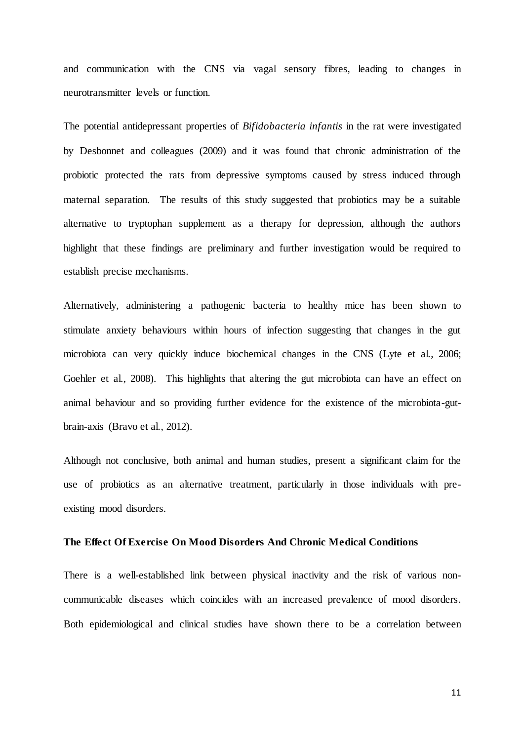and communication with the CNS via vagal sensory fibres, leading to changes in neurotransmitter levels or function.

The potential antidepressant properties of *Bifidobacteria infantis* in the rat were investigated by Desbonnet and colleagues (2009) and it was found that chronic administration of the probiotic protected the rats from depressive symptoms caused by stress induced through maternal separation. The results of this study suggested that probiotics may be a suitable alternative to tryptophan supplement as a therapy for depression, although the authors highlight that these findings are preliminary and further investigation would be required to establish precise mechanisms.

Alternatively, administering a pathogenic bacteria to healthy mice has been shown to stimulate anxiety behaviours within hours of infection suggesting that changes in the gut microbiota can very quickly induce biochemical changes in the CNS (Lyte et al., 2006; Goehler et al., 2008). This highlights that altering the gut microbiota can have an effect on animal behaviour and so providing further evidence for the existence of the microbiota-gut-brain-axis (Bravo et al., 2012).

Although not conclusive, both animal and human studies, present a significant claim for the use of probiotics as an alternative treatment, particularly in those individuals with pre-existing mood disorders.

**The Effect Of Exercise On Mood Disorders And Chronic Medical Conditions**

There is a well-established link between physical inactivity and the risk of various non-communicable diseases which coincides with an increased prevalence of mood disorders. Both epidemiological and clinical studies have shown there to be a correlation between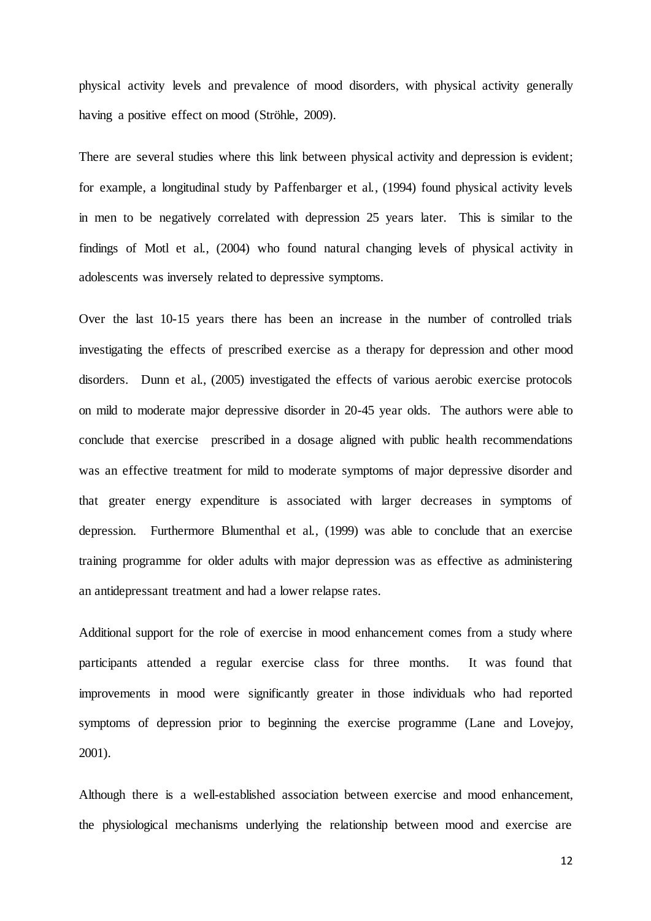physical activity levels and prevalence of mood disorders, with physical activity generally having a positive effect on mood (Ströhle, 2009).

There are several studies where this link between physical activity and depression is evident; for example, a longitudinal study by Paffenbarger et al., (1994) found physical activity levels in men to be negatively correlated with depression 25 years later. This is similar to the findings of Motl et al., (2004) who found natural changing levels of physical activity in adolescents was inversely related to depressive symptoms.

Over the last 10-15 years there has been an increase in the number of controlled trials investigating the effects of prescribed exercise as a therapy for depression and other mood disorders. Dunn et al., (2005) investigated the effects of various aerobic exercise protocols on mild to moderate major depressive disorder in 20-45 year olds. The authors were able to conclude that exercise prescribed in a dosage aligned with public health recommendations was an effective treatment for mild to moderate symptoms of major depressive disorder and that greater energy expenditure is associated with larger decreases in symptoms of depression. Furthermore Blumenthal et al., (1999) was able to conclude that an exercise training programme for older adults with major depression was as effective as administering an antidepressant treatment and had a lower relapse rates.

Additional support for the role of exercise in mood enhancement comes from a study where participants attended a regular exercise class for three months. It was found that improvements in mood were significantly greater in those individuals who had reported symptoms of depression prior to beginning the exercise programme (Lane and Lovejoy, 2001).

Although there is a well-established association between exercise and mood enhancement, the physiological mechanisms underlying the relationship between mood and exercise are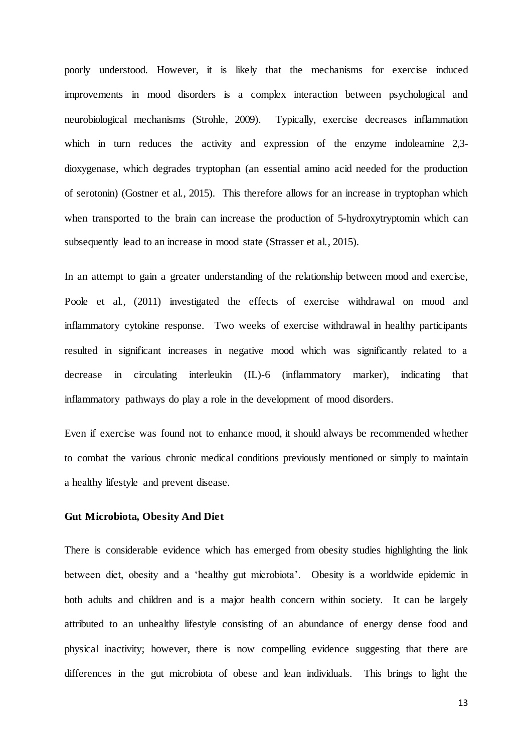poorly understood. However, it is likely that the mechanisms for exercise induced improvements in mood disorders is a complex interaction between psychological and neurobiological mechanisms (Strohle, 2009). Typically, exercise decreases inflammation which in turn reduces the activity and expression of the enzyme indoleamine 2,3-dioxygenase, which degrades tryptophan (an essential amino acid needed for the production of serotonin) (Gostner et al., 2015). This therefore allows for an increase in tryptophan which when transported to the brain can increase the production of 5-hydroxytryptomin which can subsequently lead to an increase in mood state (Strasser et al., 2015).

In an attempt to gain a greater understanding of the relationship between mood and exercise, Poole et al., (2011) investigated the effects of exercise withdrawal on mood and inflammatory cytokine response. Two weeks of exercise withdrawal in healthy participants resulted in significant increases in negative mood which was significantly related to a decrease in circulating interleukin (IL)-6 (inflammatory marker), indicating that inflammatory pathways do play a role in the development of mood disorders.

Even if exercise was found not to enhance mood, it should always be recommended whether to combat the various chronic medical conditions previously mentioned or simply to maintain a healthy lifestyle and prevent disease.

**Gut Microbiota, Obesity And Diet**

There is considerable evidence which has emerged from obesity studies highlighting the link between diet, obesity and a 'healthy gut microbiota'. Obesity is a worldwide epidemic in both adults and children and is a major health concern within society. It can be largely attributed to an unhealthy lifestyle consisting of an abundance of energy dense food and physical inactivity; however, there is now compelling evidence suggesting that there are differences in the gut microbiota of obese and lean individuals. This brings to light the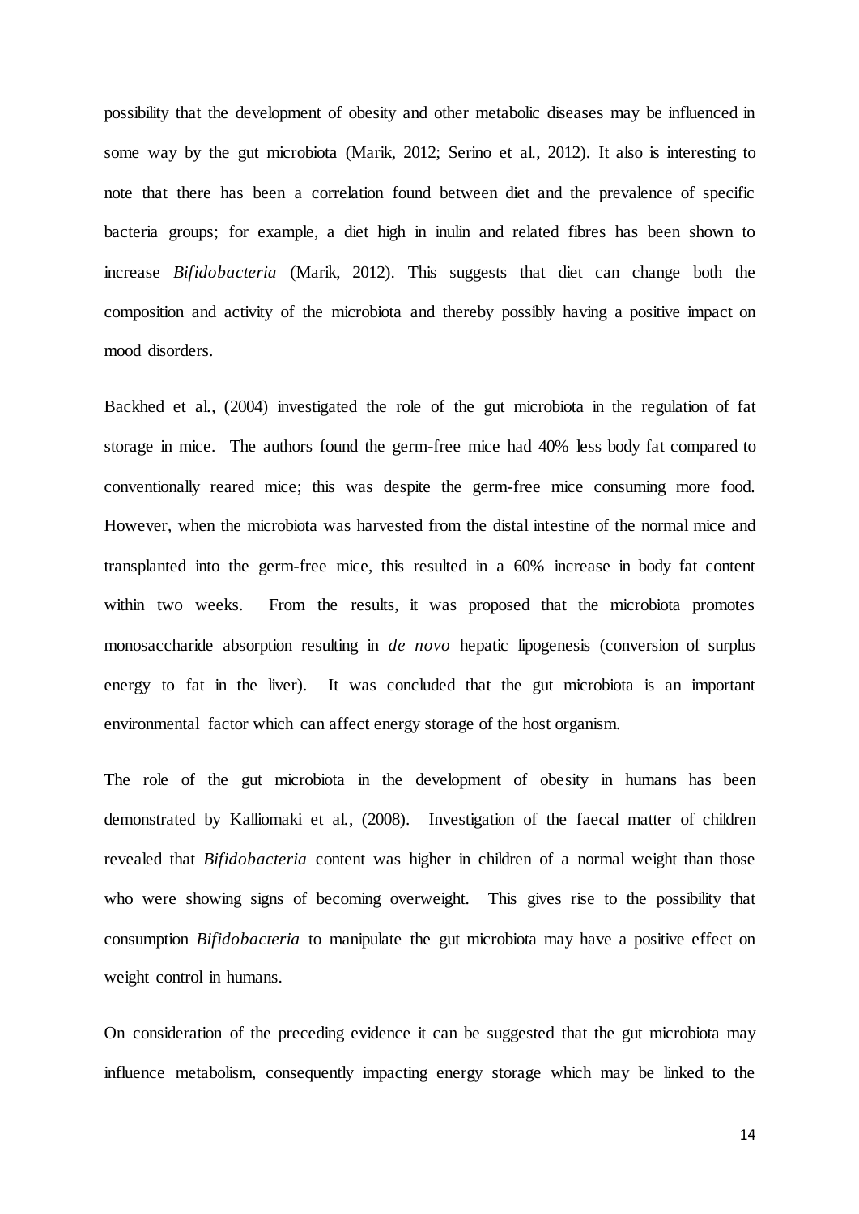possibility that the development of obesity and other metabolic diseases may be influenced in some way by the gut microbiota (Marik, 2012; Serino et al., 2012). It also is interesting to note that there has been a correlation found between diet and the prevalence of specific bacteria groups; for example, a diet high in inulin and related fibres has been shown to increase *Bifidobacteria* (Marik, 2012). This suggests that diet can change both the composition and activity of the microbiota and thereby possibly having a positive impact on mood disorders.

Backhed et al., (2004) investigated the role of the gut microbiota in the regulation of fat storage in mice. The authors found the germ-free mice had 40% less body fat compared to conventionally reared mice; this was despite the germ-free mice consuming more food. However, when the microbiota was harvested from the distal intestine of the normal mice and transplanted into the germ-free mice, this resulted in a 60% increase in body fat content within two weeks. From the results, it was proposed that the microbiota promotes monosaccharide absorption resulting in *de novo* hepatic lipogenesis (conversion of surplus energy to fat in the liver). It was concluded that the gut microbiota is an important environmental factor which can affect energy storage of the host organism.

The role of the gut microbiota in the development of obesity in humans has been demonstrated by Kalliomaki et al., (2008). Investigation of the faecal matter of children revealed that *Bifidobacteria* content was higher in children of a normal weight than those who were showing signs of becoming overweight. This gives rise to the possibility that consumption *Bifidobacteria* to manipulate the gut microbiota may have a positive effect on weight control in humans.

On consideration of the preceding evidence it can be suggested that the gut microbiota may influence metabolism, consequently impacting energy storage which may be linked to the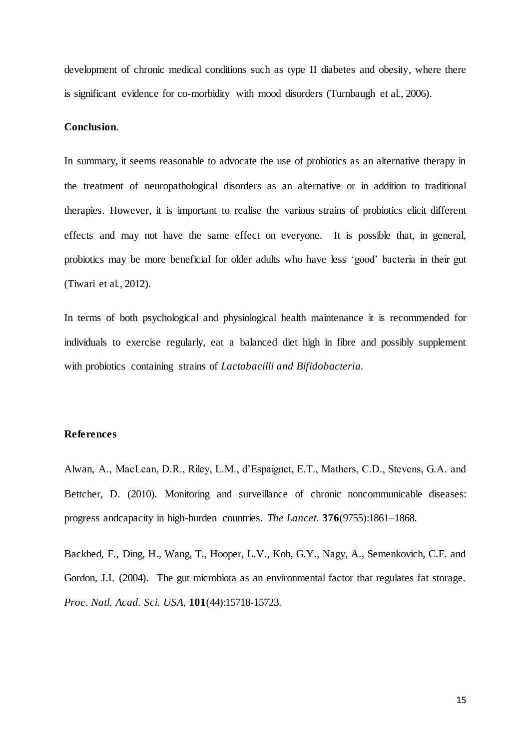development of chronic medical conditions such as type II diabetes and obesity, where there is significant evidence for co-morbidity with mood disorders (Turnbaugh et al., 2006).

**Conclusion**.

In summary, it seems reasonable to advocate the use of probiotics as an alternative therapy in the treatment of neuropathological disorders as an alternative or in addition to traditional therapies. However, it is important to realise the various strains of probiotics elicit different effects and may not have the same effect on everyone. It is possible that, in general, probiotics may be more beneficial for older adults who have less 'good' bacteria in their gut (Tiwari et al., 2012).

In terms of both psychological and physiological health maintenance it is recommended for individuals to exercise regularly, eat a balanced diet high in fibre and possibly supplement with probiotics containing strains of *Lactobacilli and Bifidobacteria*.

**References**

Alwan, A., MacLean, D.R., Riley, L.M., d'Espaignet, E.T., Mathers, C.D., Stevens, G.A. and Bettcher, D. (2010). Monitoring and surveillance of chronic noncommunicable diseases: progress andcapacity in high-burden countries. *The Lancet.* **376**(9755):1861–1868.

Backhed, F., Ding, H., Wang, T., Hooper, L.V., Koh, G.Y., Nagy, A., Semenkovich, C.F. and Gordon, J.I. (2004). The gut microbiota as an environmental factor that regulates fat storage. *Proc. Natl. Acad. Sci. USA,* **101**(44):15718-15723.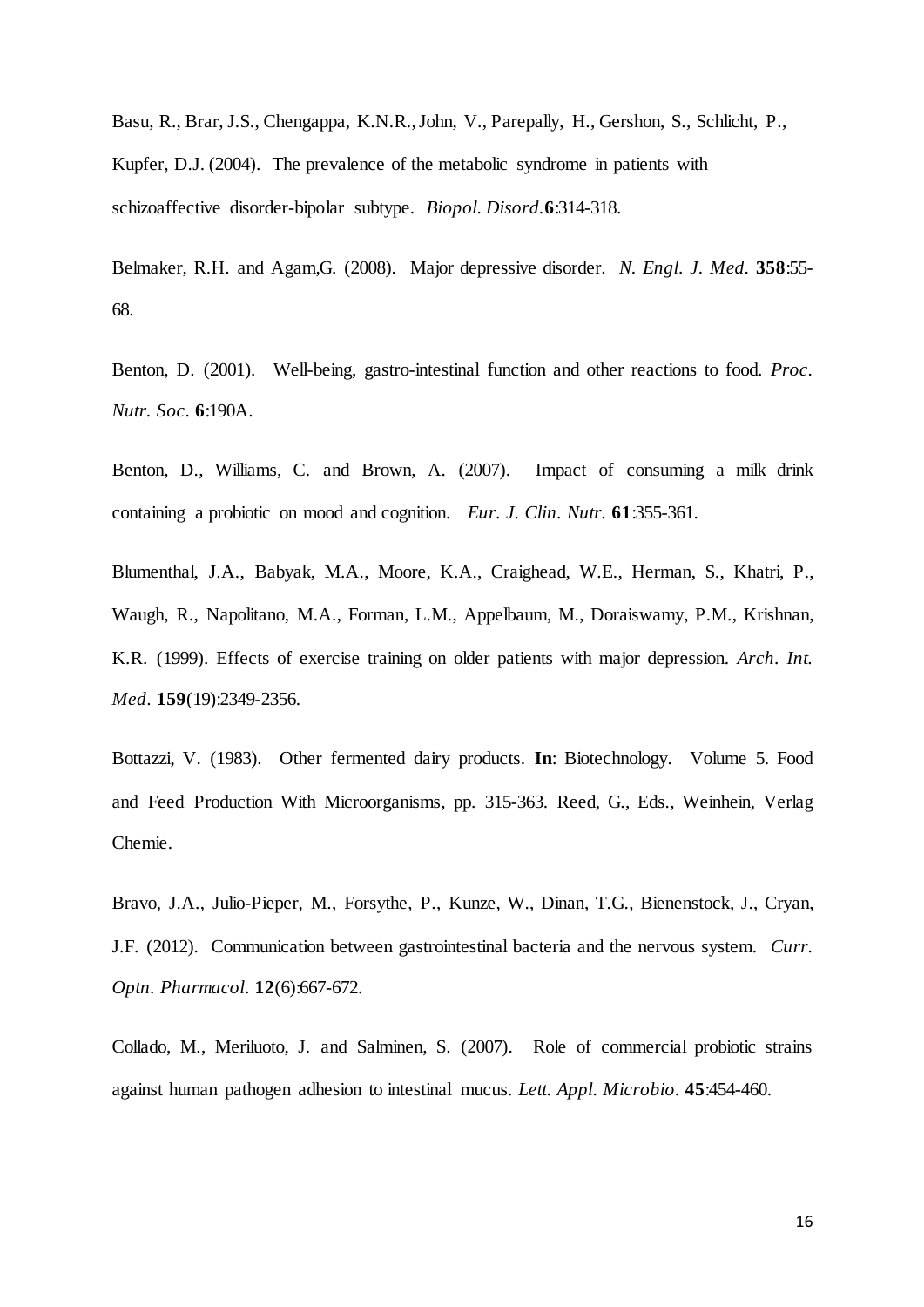Basu, R., Brar, J.S., Chengappa, K.N.R., John, V., Parepally, H., Gershon, S., Schlicht, P., Kupfer, D.J. (2004). The prevalence of the metabolic syndrome in patients with schizoaffective disorder-bipolar subtype. *Biopol. Disord.* **6**:314-318.

Belmaker, R.H. and Agam,G. (2008). Major depressive disorder. *N. Engl. J. Med.* **358**:55-68.

Benton, D. (2001). Well-being, gastro-intestinal function and other reactions to food. *Proc. Nutr. Soc.* **6**:190A.

Benton, D., Williams, C. and Brown, A. (2007). Impact of consuming a milk drink containing a probiotic on mood and cognition. *Eur. J. Clin. Nutr.* **61**:355-361.

Blumenthal, J.A., Babyak, M.A., Moore, K.A., Craighead, W.E., Herman, S., Khatri, P., Waugh, R., Napolitano, M.A., Forman, L.M., Appelbaum, M., Doraiswamy, P.M., Krishnan, K.R. (1999). Effects of exercise training on older patients with major depression. *Arch. Int. Med.* **159**(19):2349-2356.

Bottazzi, V. (1983). Other fermented dairy products. **In**: Biotechnology. Volume 5. Food and Feed Production With Microorganisms, pp. 315-363. Reed, G., Eds., Weinhein, Verlag Chemie.

Bravo, J.A., Julio-Pieper, M., Forsythe, P., Kunze, W., Dinan, T.G., Bienenstock, J., Cryan, J.F. (2012). Communication between gastrointestinal bacteria and the nervous system. *Curr. Optn. Pharmacol.* **12**(6):667-672.

Collado, M., Meriluoto, J. and Salminen, S. (2007). Role of commercial probiotic strains against human pathogen adhesion to intestinal mucus. *Lett. Appl. Microbio.* **45**:454-460.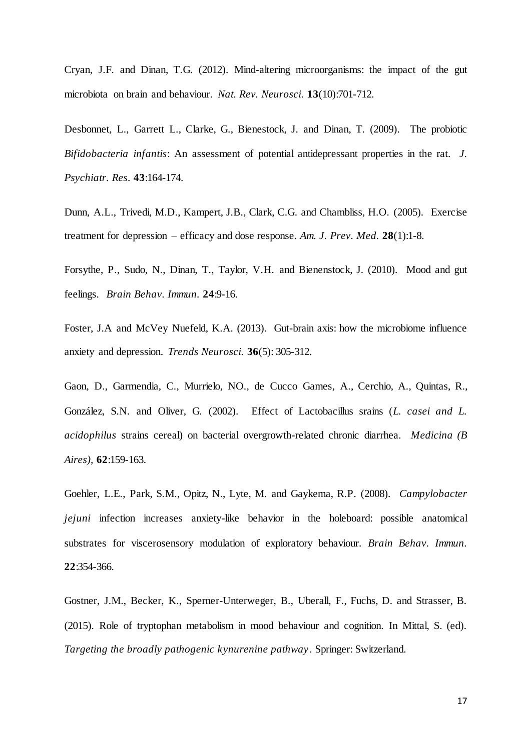Cryan, J.F. and Dinan, T.G. (2012). Mind-altering microorganisms: the impact of the gut microbiota on brain and behaviour. *Nat. Rev. Neurosci.* **13**(10):701-712.

Desbonnet, L., Garrett L., Clarke, G., Bienestock, J. and Dinan, T. (2009). The probiotic *Bifidobacteria infantis*: An assessment of potential antidepressant properties in the rat. *J. Psychiatr. Res.* **43**:164-174.

Dunn, A.L., Trivedi, M.D., Kampert, J.B., Clark, C.G. and Chambliss, H.O. (2005). Exercise treatment for depression – efficacy and dose response. *Am. J. Prev. Med.* **28**(1):1-8.

Forsythe, P., Sudo, N., Dinan, T., Taylor, V.H. and Bienenstock, J. (2010). Mood and gut feelings. *Brain Behav. Immun.* **24**:9-16.

Foster, J.A and McVey Nuefeld, K.A. (2013). Gut-brain axis: how the microbiome influence anxiety and depression. *Trends Neurosci.* **36**(5): 305-312.

Gaon, D., Garmendia, C., Murrielo, NO., de Cucco Games, A., Cerchio, A., Quintas, R., González, S.N. and Oliver, G. (2002). Effect of Lactobacillus srains (*L. casei and L. acidophilus* strains cereal) on bacterial overgrowth-related chronic diarrhea. *Medicina (B Aires)*, **62**:159-163.

Goehler, L.E., Park, S.M., Opitz, N., Lyte, M. and Gaykema, R.P. (2008). *Campylobacter jejuni* infection increases anxiety-like behavior in the holeboard: possible anatomical substrates for viscerosensory modulation of exploratory behaviour. *Brain Behav. Immun.* **22**:354-366.

Gostner, J.M., Becker, K., Sperner-Unterweger, B., Uberall, F., Fuchs, D. and Strasser, B. (2015). Role of tryptophan metabolism in mood behaviour and cognition. In Mittal, S. (ed). *Targeting the broadly pathogenic kynurenine pathway*. Springer: Switzerland.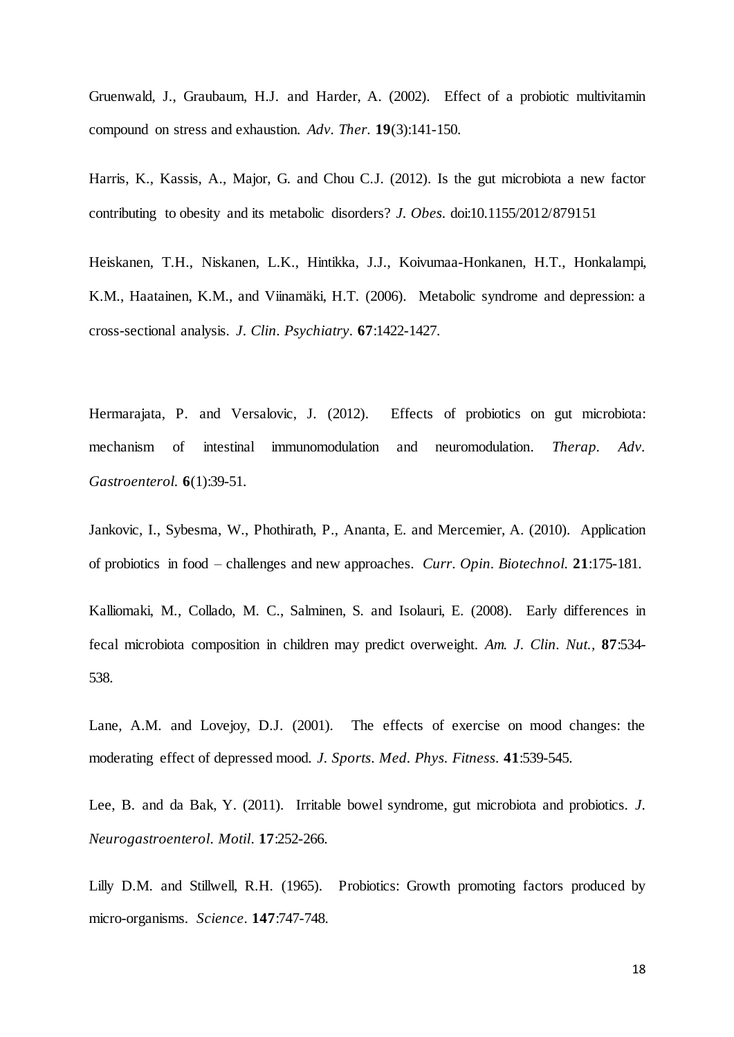Gruenwald, J., Graubaum, H.J. and Harder, A. (2002). Effect of a probiotic multivitamin compound on stress and exhaustion. *Adv. Ther.* **19**(3):141-150.

Harris, K., Kassis, A., Major, G. and Chou C.J. (2012). Is the gut microbiota a new factor contributing to obesity and its metabolic disorders? *J. Obes.* doi:10.1155/2012/879151

Heiskanen, T.H., Niskanen, L.K., Hintikka, J.J., Koivumaa-Honkanen, H.T., Honkalampi, K.M., Haatainen, K.M., and Viinamäki, H.T. (2006). Metabolic syndrome and depression: a cross-sectional analysis. *J. Clin. Psychiatry*. **67**:1422-1427.

Hermarajata, P. and Versalovic, J. (2012). Effects of probiotics on gut microbiota: mechanism of intestinal immunomodulation and neuromodulation. *Therap. Adv. Gastroenterol.* **6**(1):39-51.

Jankovic, I., Sybesma, W., Phothirath, P., Ananta, E. and Mercemier, A. (2010). Application of probiotics in food – challenges and new approaches. *Curr. Opin. Biotechnol.* **21**:175-181.

Kalliomaki, M., Collado, M. C., Salminen, S. and Isolauri, E. (2008). Early differences in fecal microbiota composition in children may predict overweight. *Am. J. Clin. Nut.,* **87**:534-538.

Lane, A.M. and Lovejoy, D.J. (2001). The effects of exercise on mood changes: the moderating effect of depressed mood. *J. Sports. Med. Phys. Fitness.* **41**:539-545.

Lee, B. and da Bak, Y. (2011). Irritable bowel syndrome, gut microbiota and probiotics. *J. Neurogastroenterol. Motil.* **17**:252-266.

Lilly D.M. and Stillwell, R.H. (1965). Probiotics: Growth promoting factors produced by micro-organisms. *Science*. **147**:747-748.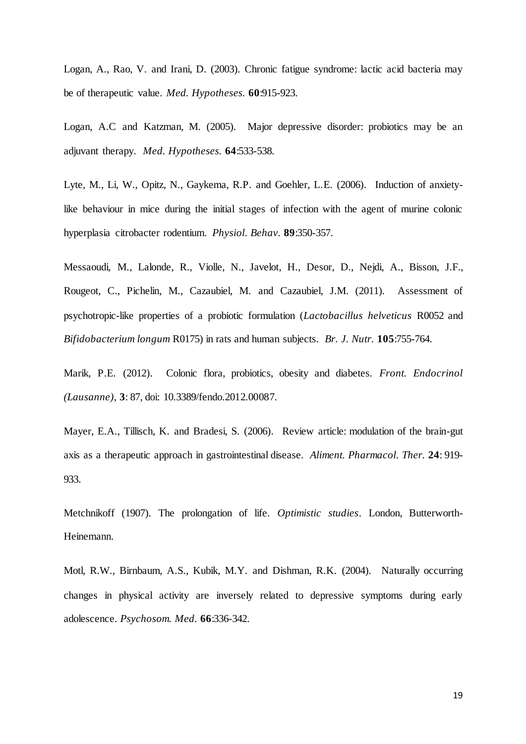Logan, A., Rao, V. and Irani, D. (2003). Chronic fatigue syndrome: lactic acid bacteria may be of therapeutic value. *Med. Hypotheses.* **60**:915-923.

Logan, A.C and Katzman, M. (2005). Major depressive disorder: probiotics may be an adjuvant therapy. *Med. Hypotheses.* **64**:533-538.

Lyte, M., Li, W., Opitz, N., Gaykema, R.P. and Goehler, L.E. (2006). Induction of anxiety-like behaviour in mice during the initial stages of infection with the agent of murine colonic hyperplasia citrobacter rodentium. *Physiol. Behav.* **89**:350-357.

Messaoudi, M., Lalonde, R., Violle, N., Javelot, H., Desor, D., Nejdi, A., Bisson, J.F., Rougeot, C., Pichelin, M., Cazaubiel, M. and Cazaubiel, J.M. (2011). Assessment of psychotropic-like properties of a probiotic formulation (*Lactobacillus helveticus* R0052 and *Bifidobacterium longum* R0175) in rats and human subjects. *Br. J. Nutr.* **105**:755-764.

Marik, P.E. (2012). Colonic flora, probiotics, obesity and diabetes. *Front. Endocrinol (Lausanne)*, **3**: 87, doi: 10.3389/fendo.2012.00087.

Mayer, E.A., Tillisch, K. and Bradesi, S. (2006). Review article: modulation of the brain-gut axis as a therapeutic approach in gastrointestinal disease. *Aliment. Pharmacol. Ther.* **24**: 919-933.

Metchnikoff (1907). The prolongation of life. *Optimistic studies*. London, Butterworth-Heinemann.

Motl, R.W., Birnbaum, A.S., Kubik, M.Y. and Dishman, R.K. (2004). Naturally occurring changes in physical activity are inversely related to depressive symptoms during early adolescence. *Psychosom. Med.* **66**:336-342.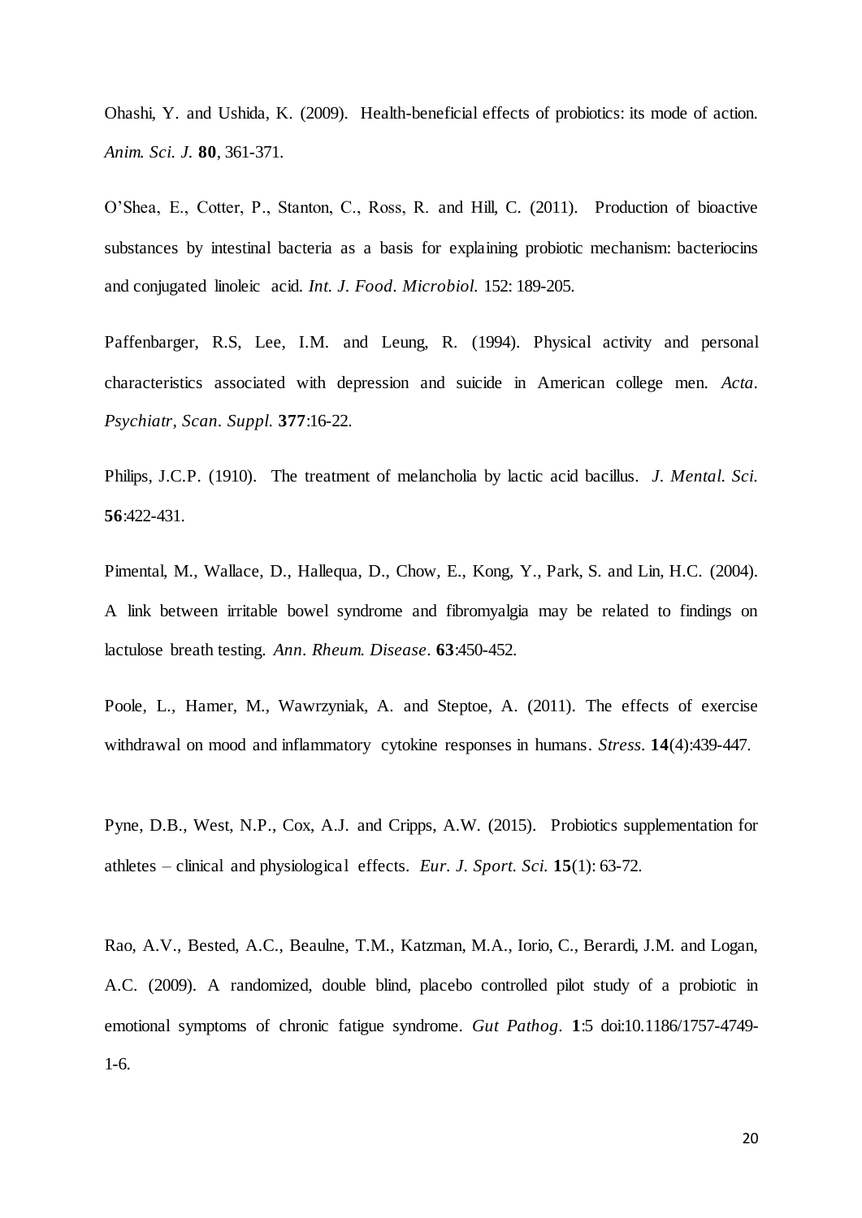Ohashi, Y. and Ushida, K. (2009). Health-beneficial effects of probiotics: its mode of action. *Anim. Sci. J.* **80**, 361-371.

O'Shea, E., Cotter, P., Stanton, C., Ross, R. and Hill, C. (2011). Production of bioactive substances by intestinal bacteria as a basis for explaining probiotic mechanism: bacteriocins and conjugated linoleic acid. *Int. J. Food. Microbiol.* 152: 189-205.

Paffenbarger, R.S, Lee, I.M. and Leung, R. (1994). Physical activity and personal characteristics associated with depression and suicide in American college men. *Acta. Psychiatr, Scan. Suppl.* **377**:16-22.

Philips, J.C.P. (1910). The treatment of melancholia by lactic acid bacillus. *J. Mental. Sci.* **56**:422-431.

Pimental, M., Wallace, D., Hallequa, D., Chow, E., Kong, Y., Park, S. and Lin, H.C. (2004). A link between irritable bowel syndrome and fibromyalgia may be related to findings on lactulose breath testing. *Ann. Rheum. Disease*. **63**:450-452.

Poole, L., Hamer, M., Wawrzyniak, A. and Steptoe, A. (2011). The effects of exercise withdrawal on mood and inflammatory cytokine responses in humans. *Stress*. **14**(4):439-447.

Pyne, D.B., West, N.P., Cox, A.J. and Cripps, A.W. (2015). Probiotics supplementation for athletes – clinical and physiological effects. *Eur. J. Sport. Sci.* **15**(1): 63-72.

Rao, A.V., Bested, A.C., Beaulne, T.M., Katzman, M.A., Iorio, C., Berardi, J.M. and Logan, A.C. (2009). A randomized, double blind, placebo controlled pilot study of a probiotic in emotional symptoms of chronic fatigue syndrome. *Gut Pathog*. **1**:5 doi:10.1186/1757-4749-1-6.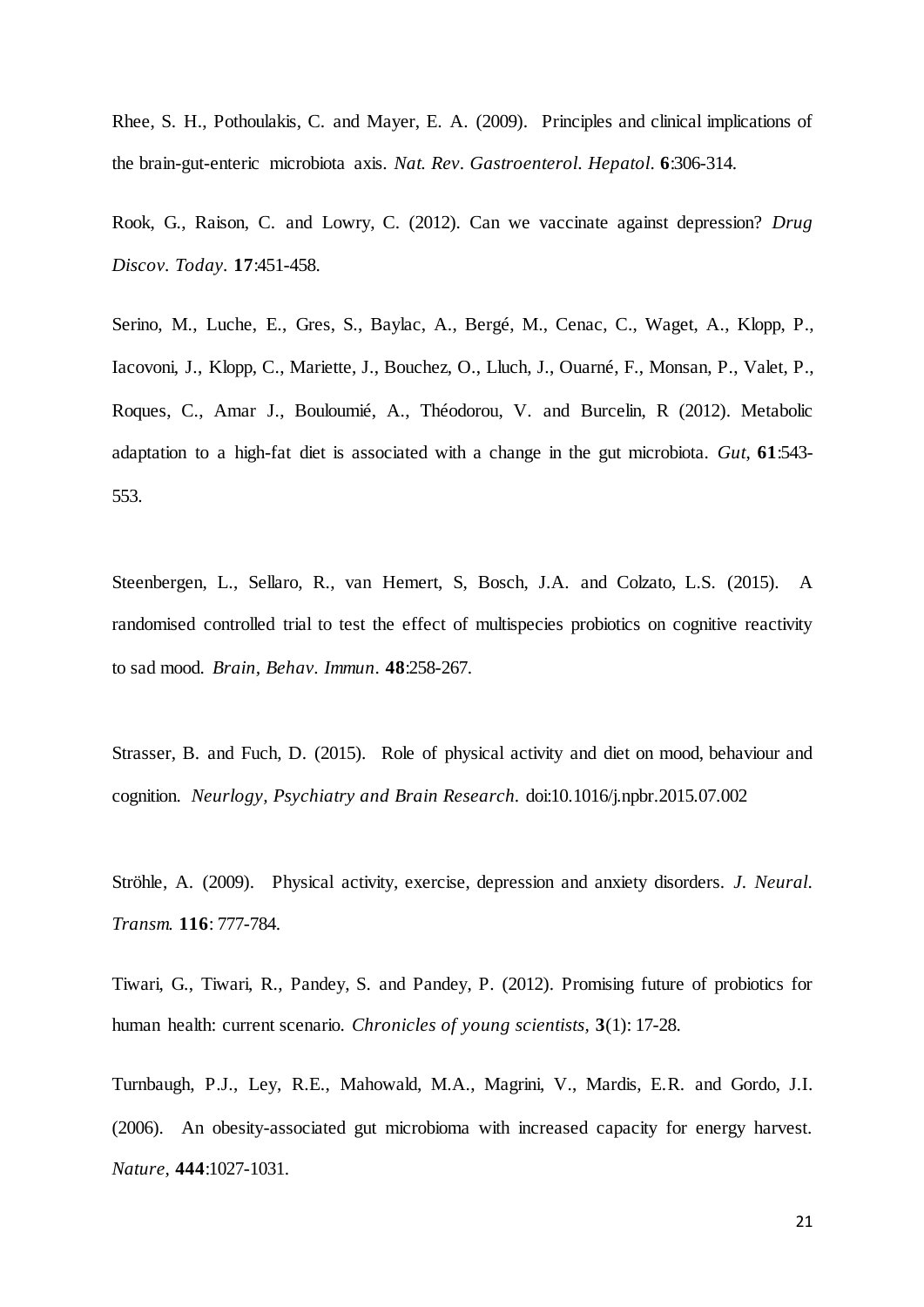Rhee, S. H., Pothoulakis, C. and Mayer, E. A. (2009). Principles and clinical implications of the brain-gut-enteric microbiota axis. *Nat. Rev. Gastroenterol. Hepatol.* **6**:306-314.

Rook, G., Raison, C. and Lowry, C. (2012). Can we vaccinate against depression? *Drug Discov. Today*. **17**:451-458.

Serino, M., Luche, E., Gres, S., Baylac, A., Bergé, M., Cenac, C., Waget, A., Klopp, P., Iacovoni, J., Klopp, C., Mariette, J., Bouchez, O., Lluch, J., Ouarné, F., Monsan, P., Valet, P., Roques, C., Amar J., Bouloumié, A., Théodorou, V. and Burcelin, R (2012). Metabolic adaptation to a high-fat diet is associated with a change in the gut microbiota. *Gut*, **61**:543-553.

Steenbergen, L., Sellaro, R., van Hemert, S, Bosch, J.A. and Colzato, L.S. (2015). A randomised controlled trial to test the effect of multispecies probiotics on cognitive reactivity to sad mood. *Brain, Behav. Immun*. **48**:258-267.

Strasser, B. and Fuch, D. (2015). Role of physical activity and diet on mood, behaviour and cognition. *Neurlogy, Psychiatry and Brain Research.* doi:10.1016/j.npbr.2015.07.002

Ströhle, A. (2009). Physical activity, exercise, depression and anxiety disorders. *J. Neural. Transm.* **116**: 777-784.

Tiwari, G., Tiwari, R., Pandey, S. and Pandey, P. (2012). Promising future of probiotics for human health: current scenario. *Chronicles of young scientists*, **3**(1): 17-28.

Turnbaugh, P.J., Ley, R.E., Mahowald, M.A., Magrini, V., Mardis, E.R. and Gordo, J.I. (2006). An obesity-associated gut microbioma with increased capacity for energy harvest. *Nature,* **444**:1027-1031.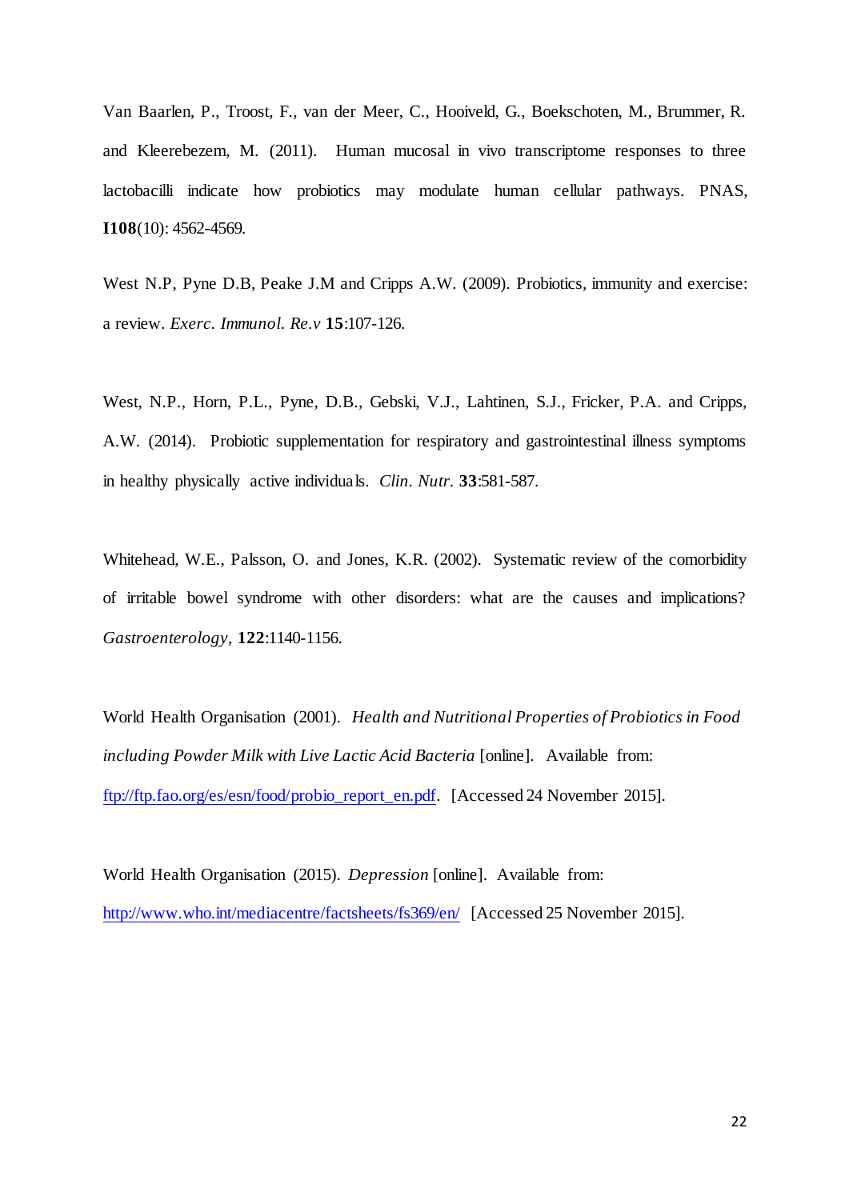Van Baarlen, P., Troost, F., van der Meer, C., Hooiveld, G., Boekschoten, M., Brummer, R. and Kleerebezem, M. (2011). Human mucosal in vivo transcriptome responses to three lactobacilli indicate how probiotics may modulate human cellular pathways. PNAS, **I108**(10): 4562-4569.

West N.P, Pyne D.B, Peake J.M and Cripps A.W. (2009). Probiotics, immunity and exercise: a review. *Exerc. Immunol. Re.v* **15**:107-126.

West, N.P., Horn, P.L., Pyne, D.B., Gebski, V.J., Lahtinen, S.J., Fricker, P.A. and Cripps, A.W. (2014). Probiotic supplementation for respiratory and gastrointestinal illness symptoms in healthy physically active individuals. *Clin. Nutr.* **33**:581-587.

Whitehead, W.E., Palsson, O. and Jones, K.R. (2002). Systematic review of the comorbidity of irritable bowel syndrome with other disorders: what are the causes and implications? *Gastroenterology,* **122**:1140-1156.

World Health Organisation (2001). *Health and Nutritional Properties of Probiotics in Food including Powder Milk with Live Lactic Acid Bacteria* [online]. Available from: ftp://ftp.fao.org/es/esn/food/probio_report_en.pdf. [Accessed 24 November 2015].

World Health Organisation (2015). *Depression* [online]. Available from: http://www.who.int/mediacentre/factsheets/fs369/en/ [Accessed 25 November 2015].